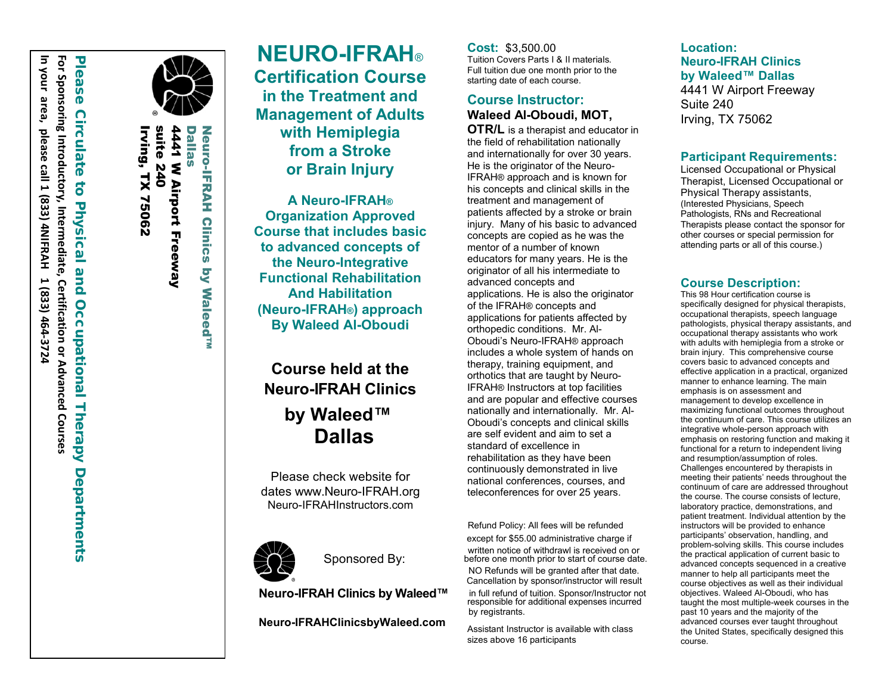Neuro-IFRAH Clinics by Waleed™ Dallas
**4441 W Airport Freeway**
**suite 240**
**Irving, TX 75062**

**Please Circulate to Physical and Occupational Therapy Departments**

**For Sponsoring Introductory, Intermediate, Certification or Advanced Courses**
**In your area, please call 1 (833) 4NIFRAH 1 (833) 464-3724**

# NEURO-IFRAH®

## Certification Course in the Treatment and Management of Adults with Hemiplegia from a Stroke or Brain Injury

**A Neuro-IFRAH® Organization Approved Course that includes basic to advanced concepts of the Neuro-Integrative Functional Rehabilitation And Habilitation (Neuro-IFRAH®) approach By Waleed Al-Oboudi**

**Course held at the Neuro-IFRAH Clinics by Waleed™ Dallas**

Please check website for dates www.Neuro-IFRAH.org
Neuro-IFRAHInstructors.com

Sponsored By:

**Neuro-IFRAH Clinics by Waleed™**

**Neuro-IFRAHClinicsbyWaleed.com**

**Cost:** $3,500.00
Tuition Covers Parts I & II materials.
Full tuition due one month prior to the starting date of each course.

### Course Instructor:

**Waleed Al-Oboudi, MOT, OTR/L** is a therapist and educator in the field of rehabilitation nationally and internationally for over 30 years. He is the originator of the Neuro-IFRAH® approach and is known for his concepts and clinical skills in the treatment and management of patients affected by a stroke or brain injury. Many of his basic to advanced concepts are copied as he was the mentor of a number of known educators for many years. He is the originator of all his intermediate to advanced concepts and applications. He is also the originator of the IFRAH® concepts and applications for patients affected by orthopedic conditions. Mr. Al-Oboudi's Neuro-IFRAH® approach includes a whole system of hands on therapy, training equipment, and orthotics that are taught by Neuro-IFRAH® Instructors at top facilities and are popular and effective courses nationally and internationally. Mr. Al-Oboudi's concepts and clinical skills are self evident and aim to set a standard of excellence in rehabilitation as they have been continuously demonstrated in live national conferences, courses, and teleconferences for over 25 years.

Refund Policy: All fees will be refunded except for $55.00 administrative charge if written notice of withdrawl is received on or before one month prior to start of course date. NO Refunds will be granted after that date. Cancellation by sponsor/instructor will result in full refund of tuition. Sponsor/Instructor not responsible for additional expenses incurred by registrants.

Assistant Instructor is available with class sizes above 16 participants

### Location:

**Neuro-IFRAH Clinics by Waleed™ Dallas**
4441 W Airport Freeway
Suite 240
Irving, TX 75062

### Participant Requirements:

Licensed Occupational or Physical Therapist, Licensed Occupational or Physical Therapy assistants, (Interested Physicians, Speech Pathologists, RNs and Recreational Therapists please contact the sponsor for other courses or special permission for attending parts or all of this course.)

### Course Description:

This 98 Hour certification course is specifically designed for physical therapists, occupational therapists, speech language pathologists, physical therapy assistants, and occupational therapy assistants who work with adults with hemiplegia from a stroke or brain injury. This comprehensive course covers basic to advanced concepts and effective application in a practical, organized manner to enhance learning. The main emphasis is on assessment and management to develop excellence in maximizing functional outcomes throughout the continuum of care. This course utilizes an integrative whole-person approach with emphasis on restoring function and making it functional for a return to independent living and resumption/assumption of roles. Challenges encountered by therapists in meeting their patients' needs throughout the continuum of care are addressed throughout the course. The course consists of lecture, laboratory practice, demonstrations, and patient treatment. Individual attention by the instructors will be provided to enhance participants' observation, handling, and problem-solving skills. This course includes the practical application of current basic to advanced concepts sequenced in a creative manner to help all participants meet the course objectives as well as their individual objectives. Waleed Al-Oboudi, who has taught the most multiple-week courses in the past 10 years and the majority of the advanced courses ever taught throughout the United States, specifically designed this course.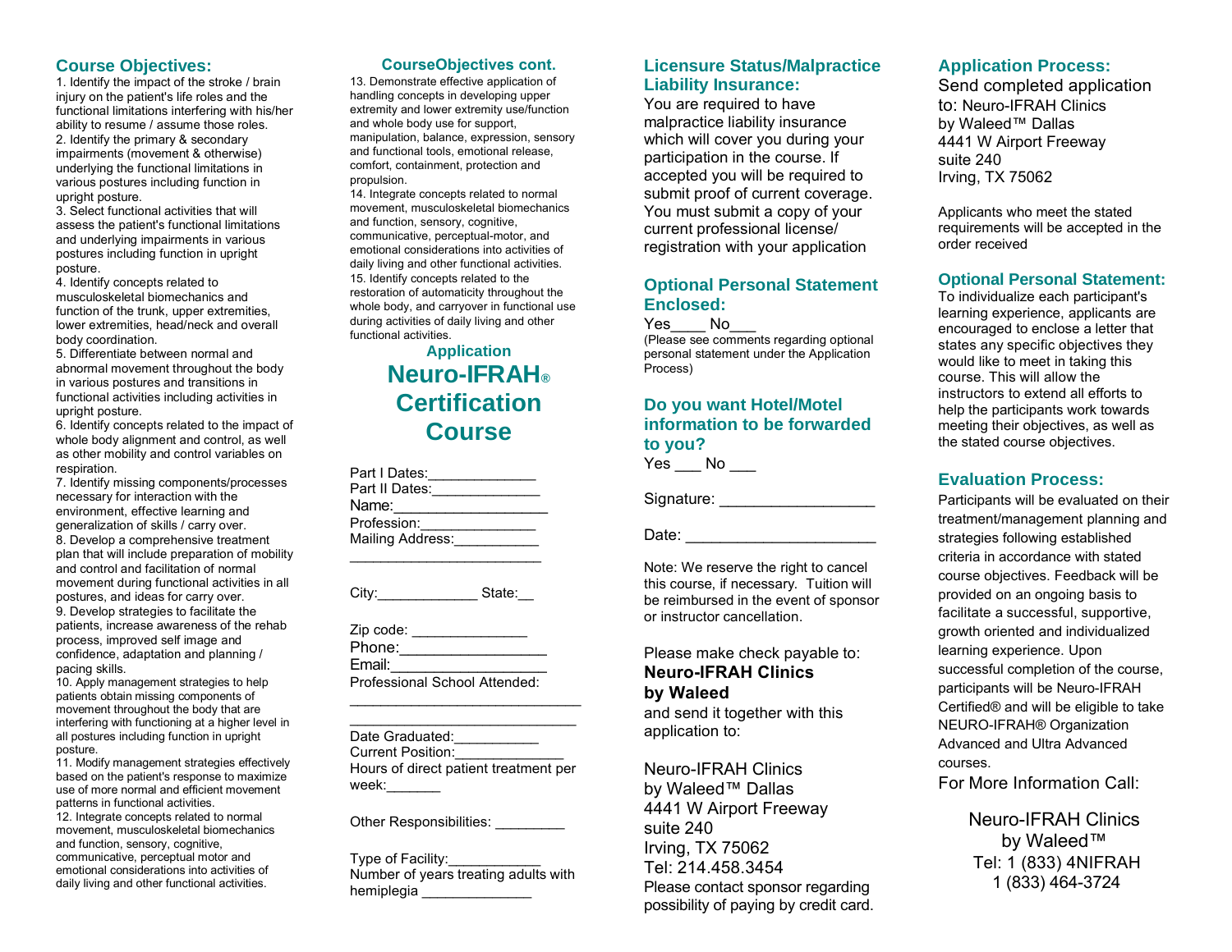## Course Objectives:

1. Identify the impact of the stroke / brain injury on the patient's life roles and the functional limitations interfering with his/her ability to resume / assume those roles.
2. Identify the primary & secondary impairments (movement & otherwise) underlying the functional limitations in various postures including function in upright posture.
3. Select functional activities that will assess the patient's functional limitations and underlying impairments in various postures including function in upright posture.
4. Identify concepts related to musculoskeletal biomechanics and function of the trunk, upper extremities, lower extremities, head/neck and overall body coordination.
5. Differentiate between normal and abnormal movement throughout the body in various postures and transitions in functional activities including activities in upright posture.
6. Identify concepts related to the impact of whole body alignment and control, as well as other mobility and control variables on respiration.
7. Identify missing components/processes necessary for interaction with the environment, effective learning and generalization of skills / carry over.
8. Develop a comprehensive treatment plan that will include preparation of mobility and control and facilitation of normal movement during functional activities in all postures, and ideas for carry over.
9. Develop strategies to facilitate the patients, increase awareness of the rehab process, improved self image and confidence, adaptation and planning / pacing skills.
10. Apply management strategies to help patients obtain missing components of movement throughout the body that are interfering with functioning at a higher level in all postures including function in upright posture.
11. Modify management strategies effectively based on the patient's response to maximize use of more normal and efficient movement patterns in functional activities.
12. Integrate concepts related to normal movement, musculoskeletal biomechanics and function, sensory, cognitive, communicative, perceptual motor and emotional considerations into activities of daily living and other functional activities.

## CourseObjectives cont.

13. Demonstrate effective application of handling concepts in developing upper extremity and lower extremity use/function and whole body use for support, manipulation, balance, expression, sensory and functional tools, emotional release, comfort, containment, protection and propulsion.
14. Integrate concepts related to normal movement, musculoskeletal biomechanics and function, sensory, cognitive, communicative, perceptual-motor, and emotional considerations into activities of daily living and other functional activities.
15. Identify concepts related to the restoration of automaticity throughout the whole body, and carryover in functional use during activities of daily living and other functional activities.

## Application

# Neuro-IFRAH® Certification Course

Part I Dates:_____________
Part II Dates:_____________
Name:___________________
Profession:______________
Mailing Address:__________
________________________

City:____________ State:__

Zip code: ______________
Phone:__________________
Email:__________________
Professional School Attended:
_____________________________
_____________________________
Date Graduated:__________
Current Position:_____________
Hours of direct patient treatment per week:_______

Other Responsibilities: _________

Type of Facility:___________
Number of years treating adults with hemiplegia ______________

## Licensure Status/Malpractice Liability Insurance:

You are required to have malpractice liability insurance which will cover you during your participation in the course. If accepted you will be required to submit proof of current coverage. You must submit a copy of your current professional license/ registration with your application

## Optional Personal Statement Enclosed:

Yes____ No___
(Please see comments regarding optional personal statement under the Application Process)

## Do you want Hotel/Motel information to be forwarded to you?

Yes ___ No ___

Signature: __________________

Date: ______________________

Note: We reserve the right to cancel this course, if necessary. Tuition will be reimbursed in the event of sponsor or instructor cancellation.

Please make check payable to:
**Neuro-IFRAH Clinics by Waleed**
and send it together with this application to:

Neuro-IFRAH Clinics
by Waleed™ Dallas
4441 W Airport Freeway
suite 240
Irving, TX 75062
Tel: 214.458.3454
Please contact sponsor regarding possibility of paying by credit card.

## Application Process:

Send completed application to: Neuro-IFRAH Clinics by Waleed™ Dallas
4441 W Airport Freeway
suite 240
Irving, TX 75062

Applicants who meet the stated requirements will be accepted in the order received

## Optional Personal Statement:

To individualize each participant's learning experience, applicants are encouraged to enclose a letter that states any specific objectives they would like to meet in taking this course. This will allow the instructors to extend all efforts to help the participants work towards meeting their objectives, as well as the stated course objectives.

## Evaluation Process:

Participants will be evaluated on their treatment/management planning and strategies following established criteria in accordance with stated course objectives. Feedback will be provided on an ongoing basis to facilitate a successful, supportive, growth oriented and individualized learning experience. Upon successful completion of the course, participants will be Neuro-IFRAH Certified® and will be eligible to take NEURO-IFRAH® Organization Advanced and Ultra Advanced courses.

For More Information Call:

Neuro-IFRAH Clinics
by Waleed™
Tel: 1 (833) 4NIFRAH
1 (833) 464-3724